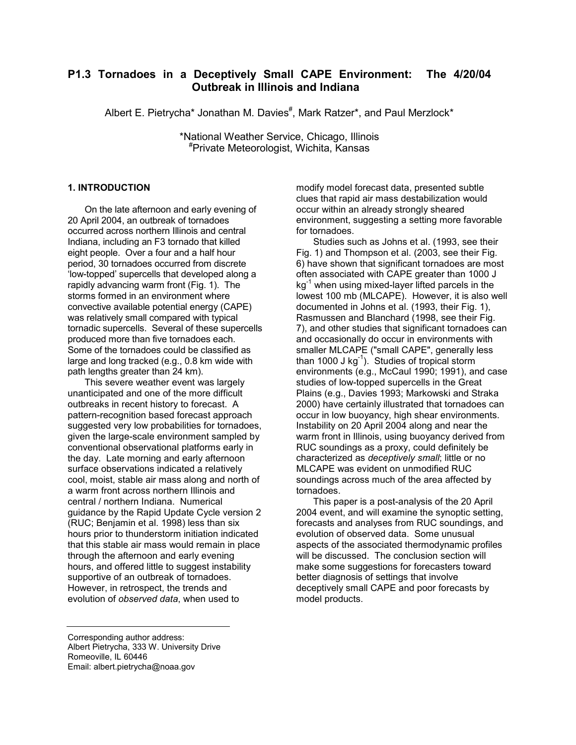# P1.3 Tornadoes in a Deceptively Small CAPE Environment: The 4/20/04 Outbreak in Illinois and Indiana

Albert E. Pietrycha* Jonathan M. Davies#, Mark Ratzer*, and Paul Merzlock*

*National Weather Service, Chicago, Illinois
#Private Meteorologist, Wichita, Kansas

## 1. INTRODUCTION

On the late afternoon and early evening of 20 April 2004, an outbreak of tornadoes occurred across northern Illinois and central Indiana, including an F3 tornado that killed eight people. Over a four and a half hour period, 30 tornadoes occurred from discrete 'low-topped' supercells that developed along a rapidly advancing warm front (Fig. 1). The storms formed in an environment where convective available potential energy (CAPE) was relatively small compared with typical tornadic supercells. Several of these supercells produced more than five tornadoes each. Some of the tornadoes could be classified as large and long tracked (e.g., 0.8 km wide with path lengths greater than 24 km).

This severe weather event was largely unanticipated and one of the more difficult outbreaks in recent history to forecast. A pattern-recognition based forecast approach suggested very low probabilities for tornadoes, given the large-scale environment sampled by conventional observational platforms early in the day. Late morning and early afternoon surface observations indicated a relatively cool, moist, stable air mass along and north of a warm front across northern Illinois and central / northern Indiana. Numerical guidance by the Rapid Update Cycle version 2 (RUC; Benjamin et al. 1998) less than six hours prior to thunderstorm initiation indicated that this stable air mass would remain in place through the afternoon and early evening hours, and offered little to suggest instability supportive of an outbreak of tornadoes. However, in retrospect, the trends and evolution of *observed data*, when used to modify model forecast data, presented subtle clues that rapid air mass destabilization would occur within an already strongly sheared environment, suggesting a setting more favorable for tornadoes.

Studies such as Johns et al. (1993, see their Fig. 1) and Thompson et al. (2003, see their Fig. 6) have shown that significant tornadoes are most often associated with CAPE greater than 1000 J kg$^{-1}$ when using mixed-layer lifted parcels in the lowest 100 mb (MLCAPE). However, it is also well documented in Johns et al. (1993, their Fig. 1), Rasmussen and Blanchard (1998, see their Fig. 7), and other studies that significant tornadoes can and occasionally do occur in environments with smaller MLCAPE ("small CAPE", generally less than 1000 J kg$^{-1}$). Studies of tropical storm environments (e.g., McCaul 1990; 1991), and case studies of low-topped supercells in the Great Plains (e.g., Davies 1993; Markowski and Straka 2000) have certainly illustrated that tornadoes can occur in low buoyancy, high shear environments. Instability on 20 April 2004 along and near the warm front in Illinois, using buoyancy derived from RUC soundings as a proxy, could definitely be characterized as *deceptively small*; little or no MLCAPE was evident on unmodified RUC soundings across much of the area affected by tornadoes.

This paper is a post-analysis of the 20 April 2004 event, and will examine the synoptic setting, forecasts and analyses from RUC soundings, and evolution of observed data. Some unusual aspects of the associated thermodynamic profiles will be discussed. The conclusion section will make some suggestions for forecasters toward better diagnosis of settings that involve deceptively small CAPE and poor forecasts by model products.

---

Corresponding author address:
Albert Pietrycha, 333 W. University Drive
Romeoville, IL 60446
Email: albert.pietrycha@noaa.gov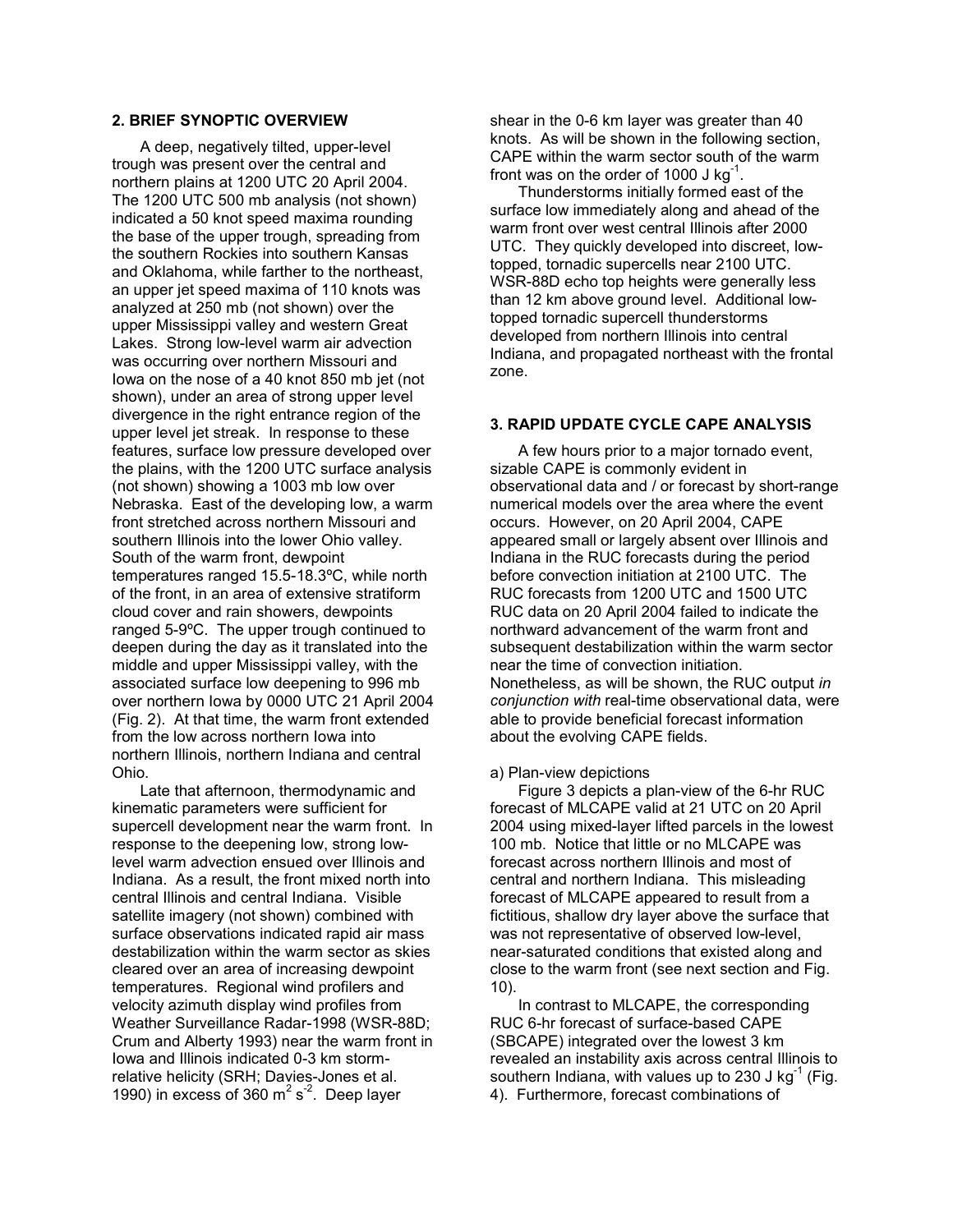## 2. BRIEF SYNOPTIC OVERVIEW

A deep, negatively tilted, upper-level trough was present over the central and northern plains at 1200 UTC 20 April 2004. The 1200 UTC 500 mb analysis (not shown) indicated a 50 knot speed maxima rounding the base of the upper trough, spreading from the southern Rockies into southern Kansas and Oklahoma, while farther to the northeast, an upper jet speed maxima of 110 knots was analyzed at 250 mb (not shown) over the upper Mississippi valley and western Great Lakes. Strong low-level warm air advection was occurring over northern Missouri and Iowa on the nose of a 40 knot 850 mb jet (not shown), under an area of strong upper level divergence in the right entrance region of the upper level jet streak. In response to these features, surface low pressure developed over the plains, with the 1200 UTC surface analysis (not shown) showing a 1003 mb low over Nebraska. East of the developing low, a warm front stretched across northern Missouri and southern Illinois into the lower Ohio valley. South of the warm front, dewpoint temperatures ranged 15.5-18.3ºC, while north of the front, in an area of extensive stratiform cloud cover and rain showers, dewpoints ranged 5-9ºC. The upper trough continued to deepen during the day as it translated into the middle and upper Mississippi valley, with the associated surface low deepening to 996 mb over northern Iowa by 0000 UTC 21 April 2004 (Fig. 2). At that time, the warm front extended from the low across northern Iowa into northern Illinois, northern Indiana and central Ohio.

Late that afternoon, thermodynamic and kinematic parameters were sufficient for supercell development near the warm front. In response to the deepening low, strong low-level warm advection ensued over Illinois and Indiana. As a result, the front mixed north into central Illinois and central Indiana. Visible satellite imagery (not shown) combined with surface observations indicated rapid air mass destabilization within the warm sector as skies cleared over an area of increasing dewpoint temperatures. Regional wind profilers and velocity azimuth display wind profiles from Weather Surveillance Radar-1998 (WSR-88D; Crum and Alberty 1993) near the warm front in Iowa and Illinois indicated 0-3 km storm-relative helicity (SRH; Davies-Jones et al. 1990) in excess of 360 $m^2 s^{-2}$. Deep layer shear in the 0-6 km layer was greater than 40 knots. As will be shown in the following section, CAPE within the warm sector south of the warm front was on the order of 1000 J $kg^{-1}$.

Thunderstorms initially formed east of the surface low immediately along and ahead of the warm front over west central Illinois after 2000 UTC. They quickly developed into discreet, low-topped, tornadic supercells near 2100 UTC. WSR-88D echo top heights were generally less than 12 km above ground level. Additional low-topped tornadic supercell thunderstorms developed from northern Illinois into central Indiana, and propagated northeast with the frontal zone.

## 3. RAPID UPDATE CYCLE CAPE ANALYSIS

A few hours prior to a major tornado event, sizable CAPE is commonly evident in observational data and / or forecast by short-range numerical models over the area where the event occurs. However, on 20 April 2004, CAPE appeared small or largely absent over Illinois and Indiana in the RUC forecasts during the period before convection initiation at 2100 UTC. The RUC forecasts from 1200 UTC and 1500 UTC RUC data on 20 April 2004 failed to indicate the northward advancement of the warm front and subsequent destabilization within the warm sector near the time of convection initiation. Nonetheless, as will be shown, the RUC output *in conjunction with* real-time observational data, were able to provide beneficial forecast information about the evolving CAPE fields.

a) Plan-view depictions

Figure 3 depicts a plan-view of the 6-hr RUC forecast of MLCAPE valid at 21 UTC on 20 April 2004 using mixed-layer lifted parcels in the lowest 100 mb. Notice that little or no MLCAPE was forecast across northern Illinois and most of central and northern Indiana. This misleading forecast of MLCAPE appeared to result from a fictitious, shallow dry layer above the surface that was not representative of observed low-level, near-saturated conditions that existed along and close to the warm front (see next section and Fig. 10).

In contrast to MLCAPE, the corresponding RUC 6-hr forecast of surface-based CAPE (SBCAPE) integrated over the lowest 3 km revealed an instability axis across central Illinois to southern Indiana, with values up to 230 J $kg^{-1}$ (Fig. 4). Furthermore, forecast combinations of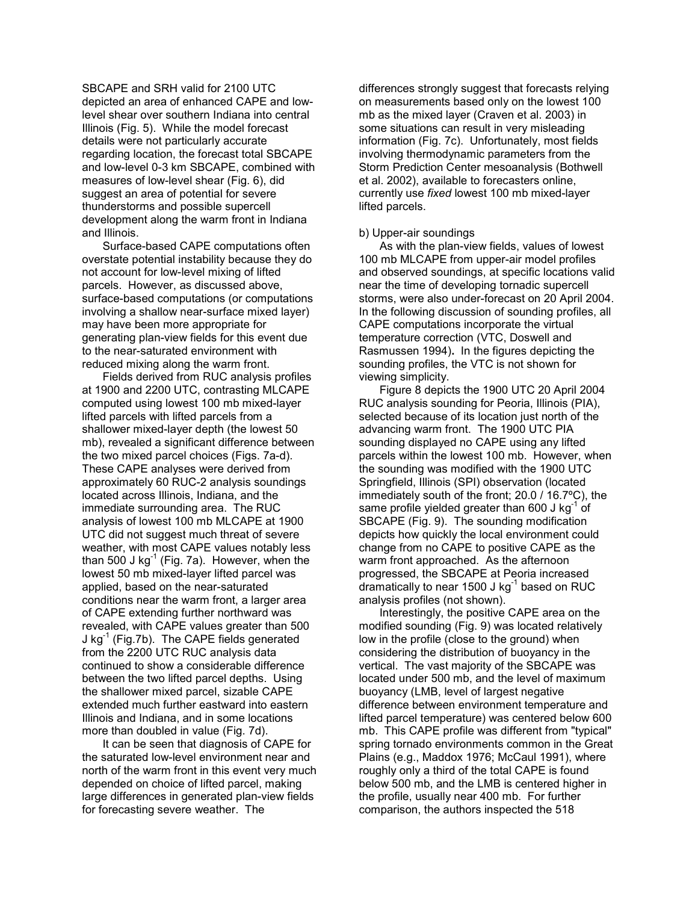SBCAPE and SRH valid for 2100 UTC depicted an area of enhanced CAPE and low-level shear over southern Indiana into central Illinois (Fig. 5). While the model forecast details were not particularly accurate regarding location, the forecast total SBCAPE and low-level 0-3 km SBCAPE, combined with measures of low-level shear (Fig. 6), did suggest an area of potential for severe thunderstorms and possible supercell development along the warm front in Indiana and Illinois.

Surface-based CAPE computations often overstate potential instability because they do not account for low-level mixing of lifted parcels. However, as discussed above, surface-based computations (or computations involving a shallow near-surface mixed layer) may have been more appropriate for generating plan-view fields for this event due to the near-saturated environment with reduced mixing along the warm front.

Fields derived from RUC analysis profiles at 1900 and 2200 UTC, contrasting MLCAPE computed using lowest 100 mb mixed-layer lifted parcels with lifted parcels from a shallower mixed-layer depth (the lowest 50 mb), revealed a significant difference between the two mixed parcel choices (Figs. 7a-d). These CAPE analyses were derived from approximately 60 RUC-2 analysis soundings located across Illinois, Indiana, and the immediate surrounding area. The RUC analysis of lowest 100 mb MLCAPE at 1900 UTC did not suggest much threat of severe weather, with most CAPE values notably less than 500 J kg$^{-1}$ (Fig. 7a). However, when the lowest 50 mb mixed-layer lifted parcel was applied, based on the near-saturated conditions near the warm front, a larger area of CAPE extending further northward was revealed, with CAPE values greater than 500 J kg$^{-1}$ (Fig.7b). The CAPE fields generated from the 2200 UTC RUC analysis data continued to show a considerable difference between the two lifted parcel depths. Using the shallower mixed parcel, sizable CAPE extended much further eastward into eastern Illinois and Indiana, and in some locations more than doubled in value (Fig. 7d).

It can be seen that diagnosis of CAPE for the saturated low-level environment near and north of the warm front in this event very much depended on choice of lifted parcel, making large differences in generated plan-view fields for forecasting severe weather. The differences strongly suggest that forecasts relying on measurements based only on the lowest 100 mb as the mixed layer (Craven et al. 2003) in some situations can result in very misleading information (Fig. 7c). Unfortunately, most fields involving thermodynamic parameters from the Storm Prediction Center mesoanalysis (Bothwell et al. 2002), available to forecasters online, currently use *fixed* lowest 100 mb mixed-layer lifted parcels.

b) Upper-air soundings

As with the plan-view fields, values of lowest 100 mb MLCAPE from upper-air model profiles and observed soundings, at specific locations valid near the time of developing tornadic supercell storms, were also under-forecast on 20 April 2004. In the following discussion of sounding profiles, all CAPE computations incorporate the virtual temperature correction (VTC, Doswell and Rasmussen 1994). In the figures depicting the sounding profiles, the VTC is not shown for viewing simplicity.

Figure 8 depicts the 1900 UTC 20 April 2004 RUC analysis sounding for Peoria, Illinois (PIA), selected because of its location just north of the advancing warm front. The 1900 UTC PIA sounding displayed no CAPE using any lifted parcels within the lowest 100 mb. However, when the sounding was modified with the 1900 UTC Springfield, Illinois (SPI) observation (located immediately south of the front; 20.0 / 16.7ºC), the same profile yielded greater than 600 J kg$^{-1}$ of SBCAPE (Fig. 9). The sounding modification depicts how quickly the local environment could change from no CAPE to positive CAPE as the warm front approached. As the afternoon progressed, the SBCAPE at Peoria increased dramatically to near 1500 J kg$^{-1}$ based on RUC analysis profiles (not shown).

Interestingly, the positive CAPE area on the modified sounding (Fig. 9) was located relatively low in the profile (close to the ground) when considering the distribution of buoyancy in the vertical. The vast majority of the SBCAPE was located under 500 mb, and the level of maximum buoyancy (LMB, level of largest negative difference between environment temperature and lifted parcel temperature) was centered below 600 mb. This CAPE profile was different from "typical" spring tornado environments common in the Great Plains (e.g., Maddox 1976; McCaul 1991), where roughly only a third of the total CAPE is found below 500 mb, and the LMB is centered higher in the profile, usually near 400 mb. For further comparison, the authors inspected the 518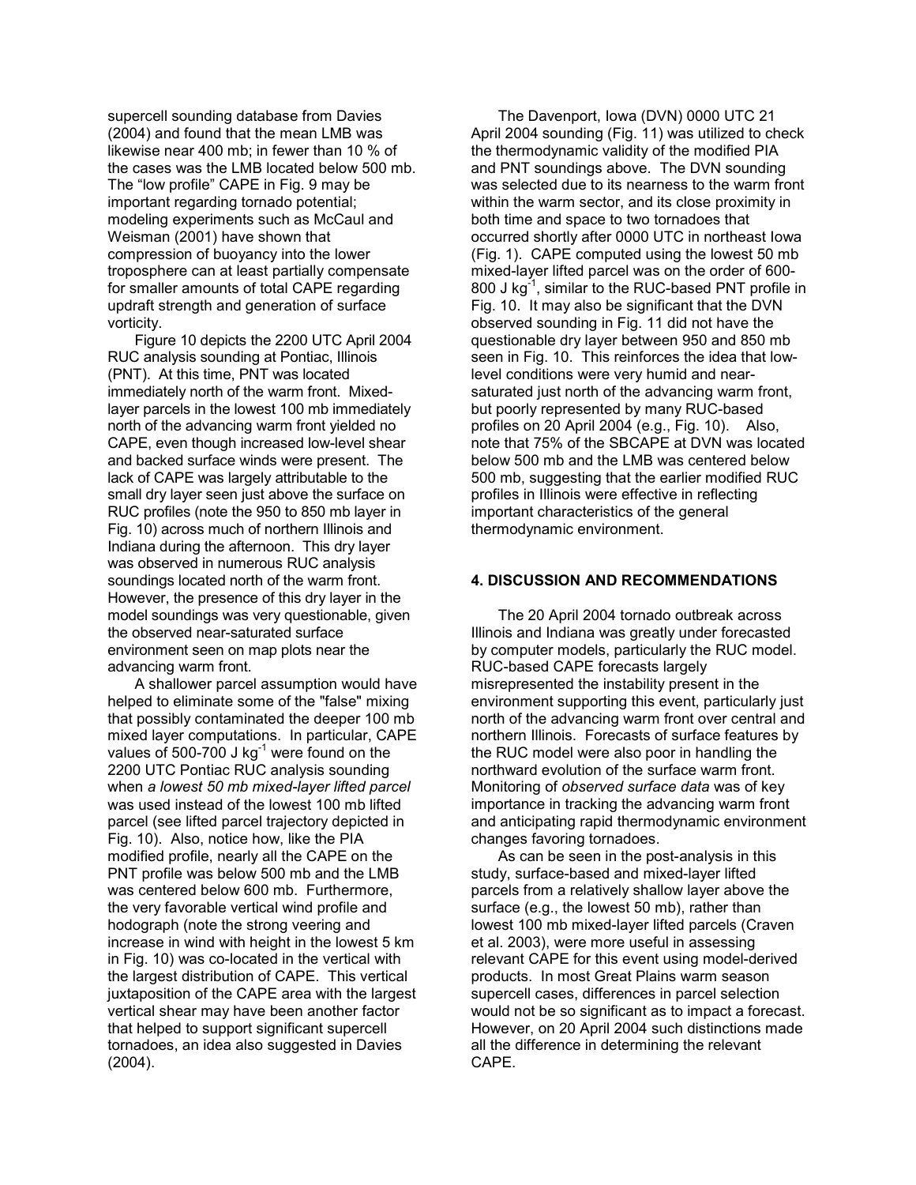supercell sounding database from Davies (2004) and found that the mean LMB was likewise near 400 mb; in fewer than 10 % of the cases was the LMB located below 500 mb. The "low profile" CAPE in Fig. 9 may be important regarding tornado potential; modeling experiments such as McCaul and Weisman (2001) have shown that compression of buoyancy into the lower troposphere can at least partially compensate for smaller amounts of total CAPE regarding updraft strength and generation of surface vorticity.

Figure 10 depicts the 2200 UTC April 2004 RUC analysis sounding at Pontiac, Illinois (PNT). At this time, PNT was located immediately north of the warm front. Mixed-layer parcels in the lowest 100 mb immediately north of the advancing warm front yielded no CAPE, even though increased low-level shear and backed surface winds were present. The lack of CAPE was largely attributable to the small dry layer seen just above the surface on RUC profiles (note the 950 to 850 mb layer in Fig. 10) across much of northern Illinois and Indiana during the afternoon. This dry layer was observed in numerous RUC analysis soundings located north of the warm front. However, the presence of this dry layer in the model soundings was very questionable, given the observed near-saturated surface environment seen on map plots near the advancing warm front.

A shallower parcel assumption would have helped to eliminate some of the "false" mixing that possibly contaminated the deeper 100 mb mixed layer computations. In particular, CAPE values of 500-700 J kg$^{-1}$ were found on the 2200 UTC Pontiac RUC analysis sounding when *a lowest 50 mb mixed-layer lifted parcel* was used instead of the lowest 100 mb lifted parcel (see lifted parcel trajectory depicted in Fig. 10). Also, notice how, like the PIA modified profile, nearly all the CAPE on the PNT profile was below 500 mb and the LMB was centered below 600 mb. Furthermore, the very favorable vertical wind profile and hodograph (note the strong veering and increase in wind with height in the lowest 5 km in Fig. 10) was co-located in the vertical with the largest distribution of CAPE. This vertical juxtaposition of the CAPE area with the largest vertical shear may have been another factor that helped to support significant supercell tornadoes, an idea also suggested in Davies (2004).

The Davenport, Iowa (DVN) 0000 UTC 21 April 2004 sounding (Fig. 11) was utilized to check the thermodynamic validity of the modified PIA and PNT soundings above. The DVN sounding was selected due to its nearness to the warm front within the warm sector, and its close proximity in both time and space to two tornadoes that occurred shortly after 0000 UTC in northeast Iowa (Fig. 1). CAPE computed using the lowest 50 mb mixed-layer lifted parcel was on the order of 600-800 J kg$^{-1}$, similar to the RUC-based PNT profile in Fig. 10. It may also be significant that the DVN observed sounding in Fig. 11 did not have the questionable dry layer between 950 and 850 mb seen in Fig. 10. This reinforces the idea that low-level conditions were very humid and near-saturated just north of the advancing warm front, but poorly represented by many RUC-based profiles on 20 April 2004 (e.g., Fig. 10). Also, note that 75% of the SBCAPE at DVN was located below 500 mb and the LMB was centered below 500 mb, suggesting that the earlier modified RUC profiles in Illinois were effective in reflecting important characteristics of the general thermodynamic environment.

## 4. DISCUSSION AND RECOMMENDATIONS

The 20 April 2004 tornado outbreak across Illinois and Indiana was greatly under forecasted by computer models, particularly the RUC model. RUC-based CAPE forecasts largely misrepresented the instability present in the environment supporting this event, particularly just north of the advancing warm front over central and northern Illinois. Forecasts of surface features by the RUC model were also poor in handling the northward evolution of the surface warm front. Monitoring of *observed surface data* was of key importance in tracking the advancing warm front and anticipating rapid thermodynamic environment changes favoring tornadoes.

As can be seen in the post-analysis in this study, surface-based and mixed-layer lifted parcels from a relatively shallow layer above the surface (e.g., the lowest 50 mb), rather than lowest 100 mb mixed-layer lifted parcels (Craven et al. 2003), were more useful in assessing relevant CAPE for this event using model-derived products. In most Great Plains warm season supercell cases, differences in parcel selection would not be so significant as to impact a forecast. However, on 20 April 2004 such distinctions made all the difference in determining the relevant CAPE.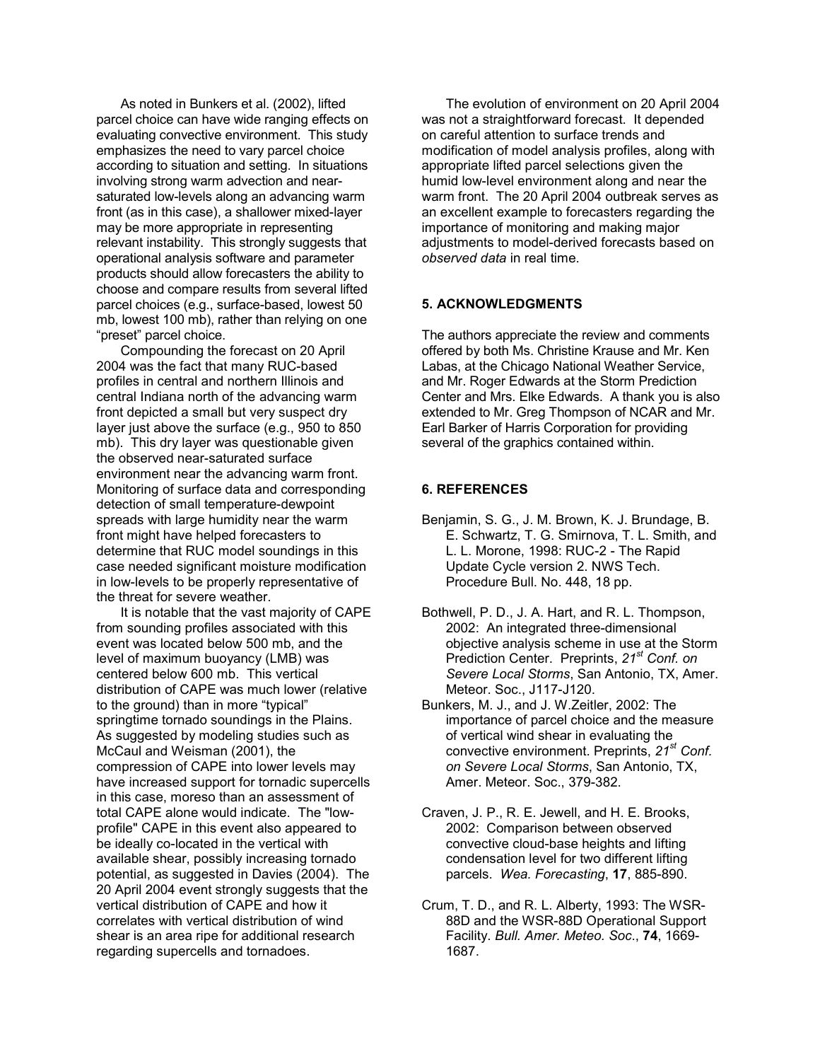As noted in Bunkers et al. (2002), lifted parcel choice can have wide ranging effects on evaluating convective environment. This study emphasizes the need to vary parcel choice according to situation and setting. In situations involving strong warm advection and near-saturated low-levels along an advancing warm front (as in this case), a shallower mixed-layer may be more appropriate in representing relevant instability. This strongly suggests that operational analysis software and parameter products should allow forecasters the ability to choose and compare results from several lifted parcel choices (e.g., surface-based, lowest 50 mb, lowest 100 mb), rather than relying on one "preset" parcel choice.

Compounding the forecast on 20 April 2004 was the fact that many RUC-based profiles in central and northern Illinois and central Indiana north of the advancing warm front depicted a small but very suspect dry layer just above the surface (e.g., 950 to 850 mb). This dry layer was questionable given the observed near-saturated surface environment near the advancing warm front. Monitoring of surface data and corresponding detection of small temperature-dewpoint spreads with large humidity near the warm front might have helped forecasters to determine that RUC model soundings in this case needed significant moisture modification in low-levels to be properly representative of the threat for severe weather.

It is notable that the vast majority of CAPE from sounding profiles associated with this event was located below 500 mb, and the level of maximum buoyancy (LMB) was centered below 600 mb. This vertical distribution of CAPE was much lower (relative to the ground) than in more "typical" springtime tornado soundings in the Plains. As suggested by modeling studies such as McCaul and Weisman (2001), the compression of CAPE into lower levels may have increased support for tornadic supercells in this case, moreso than an assessment of total CAPE alone would indicate. The "low-profile" CAPE in this event also appeared to be ideally co-located in the vertical with available shear, possibly increasing tornado potential, as suggested in Davies (2004). The 20 April 2004 event strongly suggests that the vertical distribution of CAPE and how it correlates with vertical distribution of wind shear is an area ripe for additional research regarding supercells and tornadoes.

The evolution of environment on 20 April 2004 was not a straightforward forecast. It depended on careful attention to surface trends and modification of model analysis profiles, along with appropriate lifted parcel selections given the humid low-level environment along and near the warm front. The 20 April 2004 outbreak serves as an excellent example to forecasters regarding the importance of monitoring and making major adjustments to model-derived forecasts based on *observed data* in real time.

## 5. ACKNOWLEDGMENTS

The authors appreciate the review and comments offered by both Ms. Christine Krause and Mr. Ken Labas, at the Chicago National Weather Service, and Mr. Roger Edwards at the Storm Prediction Center and Mrs. Elke Edwards. A thank you is also extended to Mr. Greg Thompson of NCAR and Mr. Earl Barker of Harris Corporation for providing several of the graphics contained within.

## 6. REFERENCES

Benjamin, S. G., J. M. Brown, K. J. Brundage, B. E. Schwartz, T. G. Smirnova, T. L. Smith, and L. L. Morone, 1998: RUC-2 - The Rapid Update Cycle version 2. NWS Tech. Procedure Bull. No. 448, 18 pp.

Bothwell, P. D., J. A. Hart, and R. L. Thompson, 2002: An integrated three-dimensional objective analysis scheme in use at the Storm Prediction Center. Preprints, *21st Conf. on Severe Local Storms*, San Antonio, TX, Amer. Meteor. Soc., J117-J120.

Bunkers, M. J., and J. W.Zeitler, 2002: The importance of parcel choice and the measure of vertical wind shear in evaluating the convective environment. Preprints, *21st Conf. on Severe Local Storms*, San Antonio, TX, Amer. Meteor. Soc., 379-382.

Craven, J. P., R. E. Jewell, and H. E. Brooks, 2002: Comparison between observed convective cloud-base heights and lifting condensation level for two different lifting parcels. *Wea. Forecasting*, **17**, 885-890.

Crum, T. D., and R. L. Alberty, 1993: The WSR-88D and the WSR-88D Operational Support Facility. *Bull. Amer. Meteo. Soc.*, **74**, 1669-1687.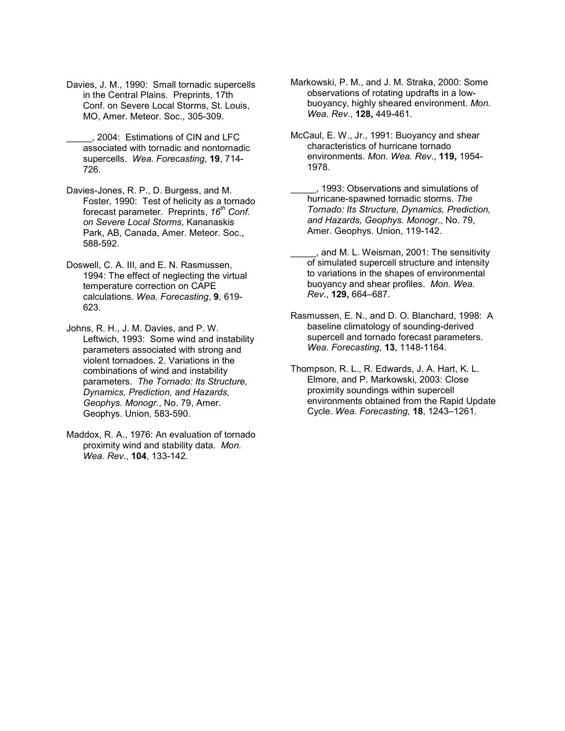Davies, J. M., 1990: Small tornadic supercells in the Central Plains. Preprints, 17th Conf. on Severe Local Storms, St. Louis, MO, Amer. Meteor. Soc., 305-309.

_____, 2004: Estimations of CIN and LFC associated with tornadic and nontornadic supercells. *Wea. Forecasting*, **19**, 714-726.

Davies-Jones, R. P., D. Burgess, and M. Foster, 1990: Test of helicity as a tornado forecast parameter. Preprints, *16th Conf. on Severe Local Storms*, Kananaskis Park, AB, Canada, Amer. Meteor. Soc., 588-592.

Doswell, C. A. III, and E. N. Rasmussen, 1994: The effect of neglecting the virtual temperature correction on CAPE calculations. *Wea. Forecasting*, **9**, 619-623.

Johns, R. H., J. M. Davies, and P. W. Leftwich, 1993: Some wind and instability parameters associated with strong and violent tornadoes. 2. Variations in the combinations of wind and instability parameters. *The Tornado: Its Structure, Dynamics, Prediction, and Hazards, Geophys. Monogr.*, No. 79, Amer. Geophys. Union, 583-590.

Maddox, R. A., 1976: An evaluation of tornado proximity wind and stability data. *Mon. Wea. Rev.*, **104**, 133-142.

Markowski, P. M., and J. M. Straka, 2000: Some observations of rotating updrafts in a low-buoyancy, highly sheared environment. *Mon. Wea. Rev.*, **128,** 449-461.

McCaul, E. W., Jr., 1991: Buoyancy and shear characteristics of hurricane tornado environments. *Mon. Wea. Rev.*, **119,** 1954-1978.

_____, 1993: Observations and simulations of hurricane-spawned tornadic storms. *The Tornado: Its Structure, Dynamics, Prediction, and Hazards, Geophys. Monogr.*, No. 79, Amer. Geophys. Union, 119-142.

_____, and M. L. Weisman, 2001: The sensitivity of simulated supercell structure and intensity to variations in the shapes of environmental buoyancy and shear profiles. *Mon. Wea. Rev.*, **129,** 664–687.

Rasmussen, E. N., and D. O. Blanchard, 1998: A baseline climatology of sounding-derived supercell and tornado forecast parameters. *Wea. Forecasting*, **13**, 1148-1164.

Thompson, R. L., R. Edwards, J. A. Hart, K. L. Elmore, and P. Markowski, 2003: Close proximity soundings within supercell environments obtained from the Rapid Update Cycle. *Wea. Forecasting*, **18**, 1243–1261.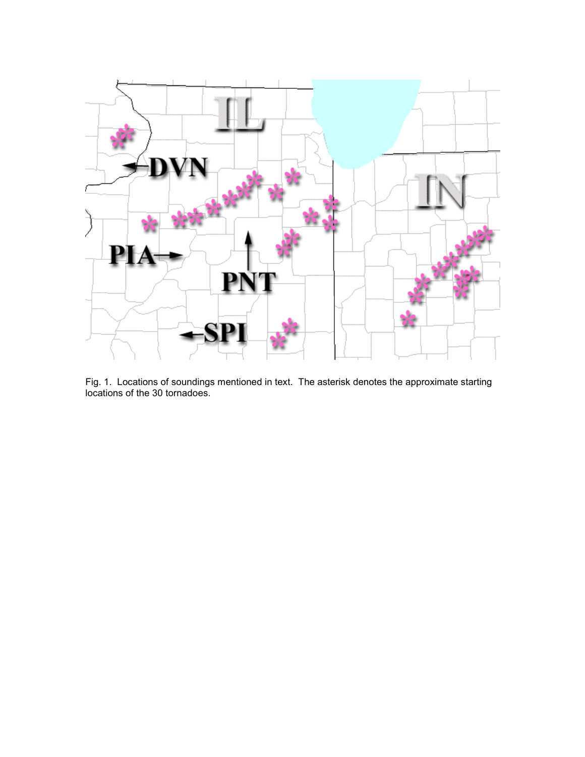Fig. 1. Locations of soundings mentioned in text. The asterisk denotes the approximate starting locations of the 30 tornadoes.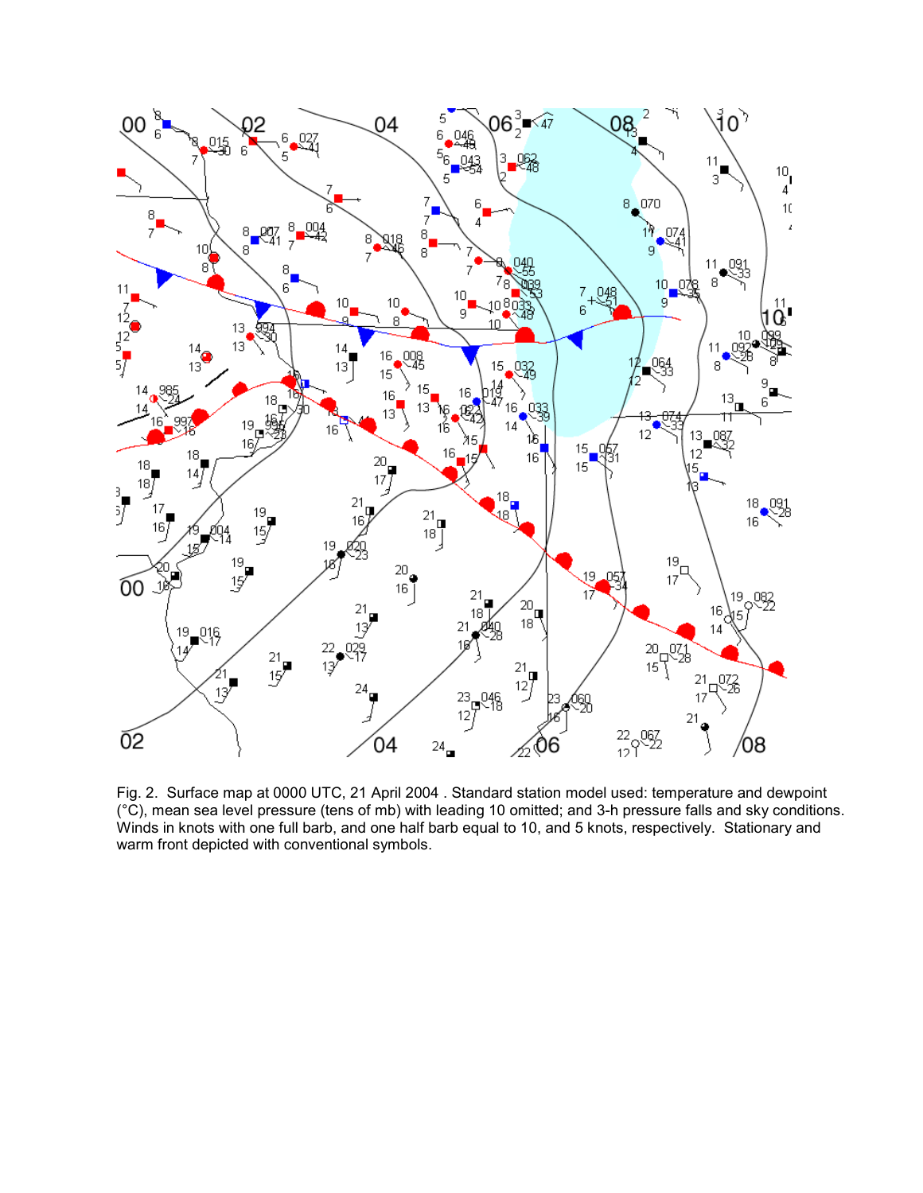Fig. 2. Surface map at 0000 UTC, 21 April 2004 . Standard station model used: temperature and dewpoint (°C), mean sea level pressure (tens of mb) with leading 10 omitted; and 3-h pressure falls and sky conditions. Winds in knots with one full barb, and one half barb equal to 10, and 5 knots, respectively. Stationary and warm front depicted with conventional symbols.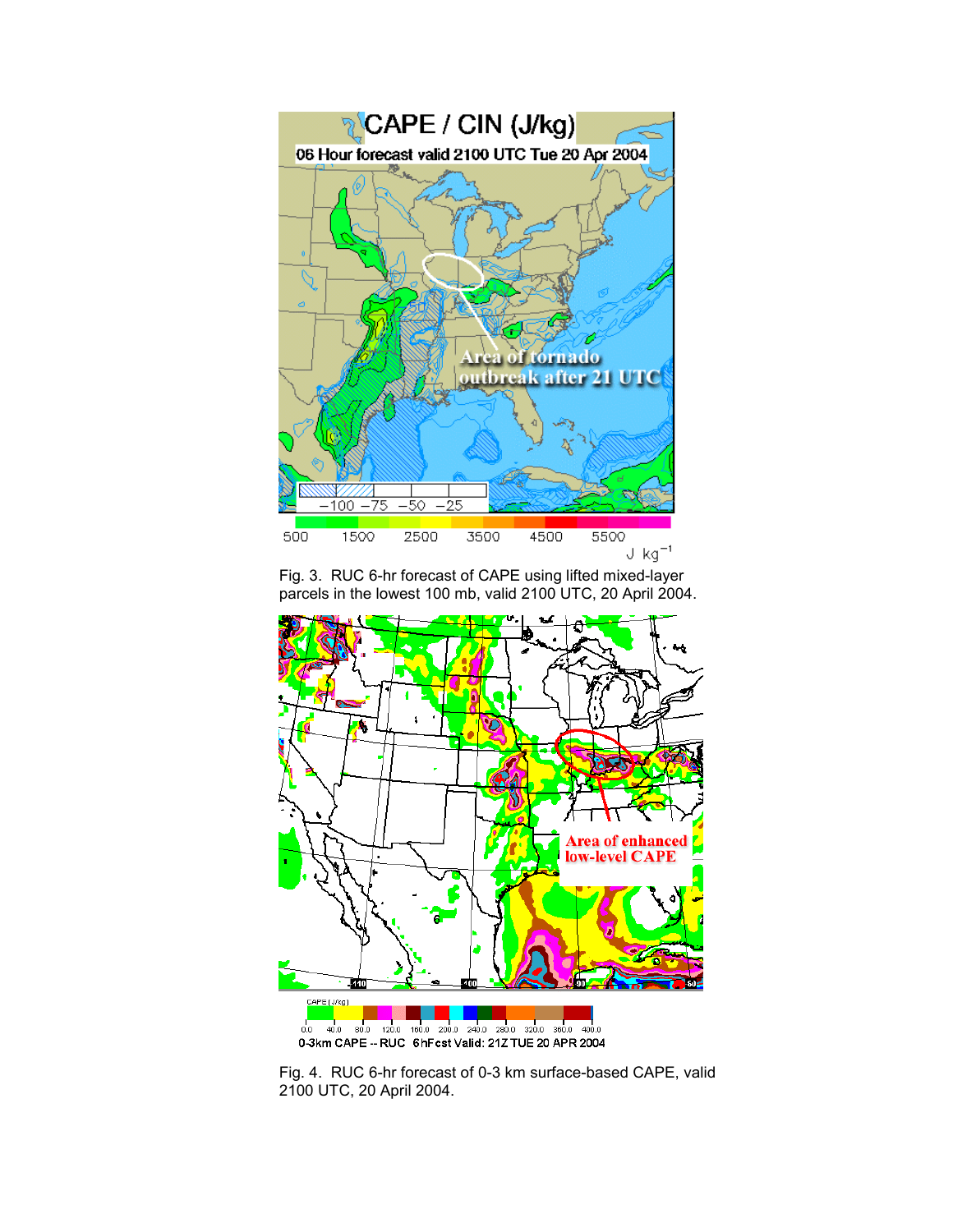Fig. 3. RUC 6-hr forecast of CAPE using lifted mixed-layer parcels in the lowest 100 mb, valid 2100 UTC, 20 April 2004.

Fig. 4. RUC 6-hr forecast of 0-3 km surface-based CAPE, valid 2100 UTC, 20 April 2004.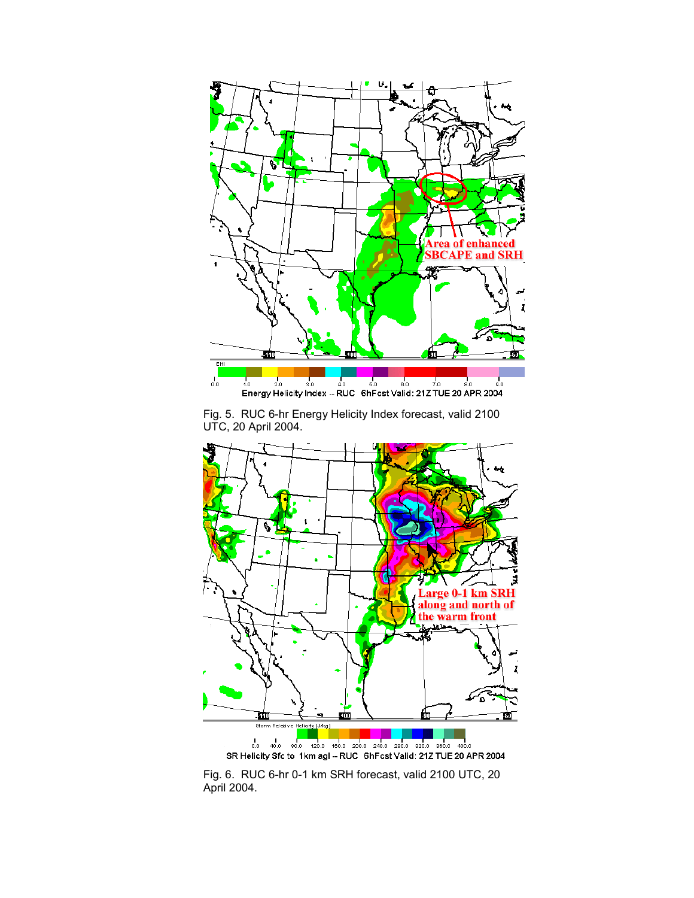Fig. 5. RUC 6-hr Energy Helicity Index forecast, valid 2100 UTC, 20 April 2004.

Fig. 6. RUC 6-hr 0-1 km SRH forecast, valid 2100 UTC, 20 April 2004.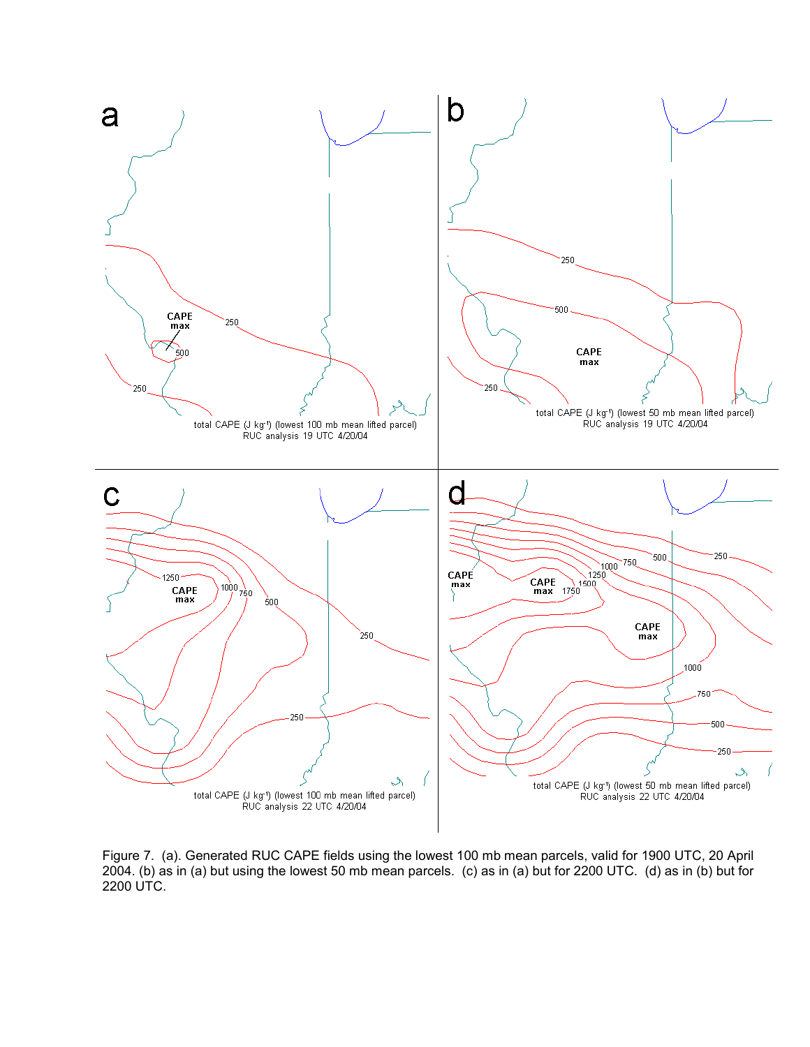Figure 7. (a). Generated RUC CAPE fields using the lowest 100 mb mean parcels, valid for 1900 UTC, 20 April 2004. (b) as in (a) but using the lowest 50 mb mean parcels. (c) as in (a) but for 2200 UTC. (d) as in (b) but for 2200 UTC.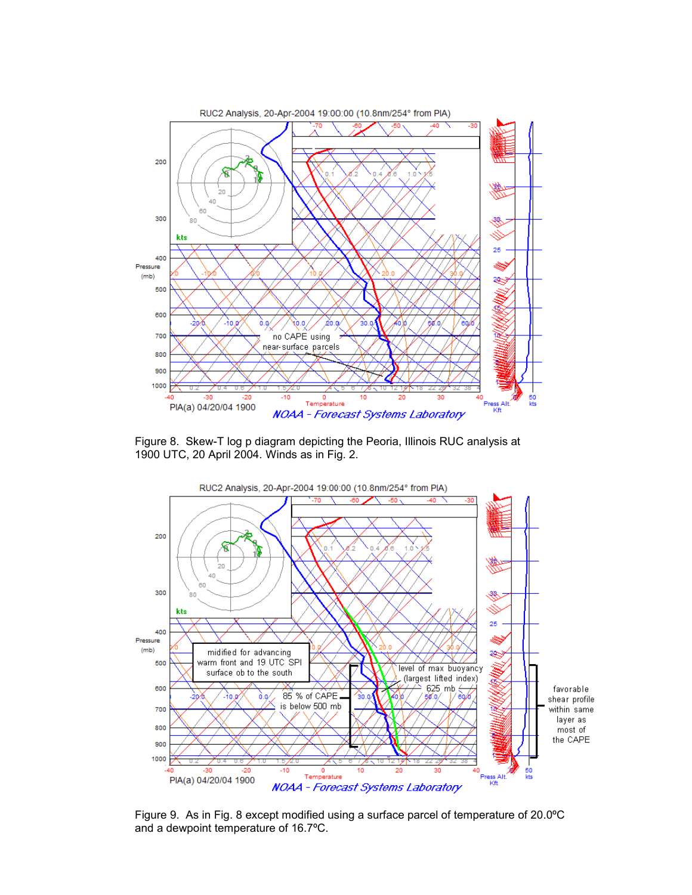Figure 8. Skew-T log p diagram depicting the Peoria, Illinois RUC analysis at 1900 UTC, 20 April 2004. Winds as in Fig. 2.

Figure 9. As in Fig. 8 except modified using a surface parcel of temperature of 20.0ºC and a dewpoint temperature of 16.7ºC.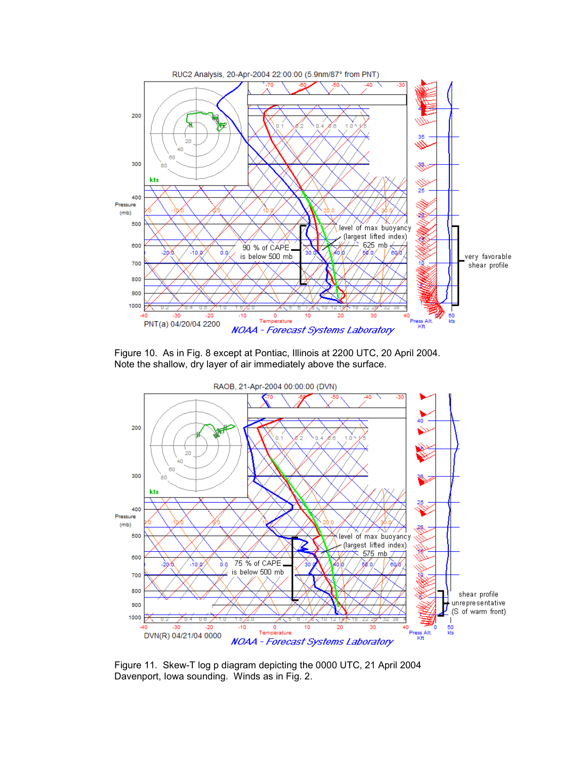RUC2 Analysis, 20-Apr-2004 22:00:00 (5.9nm/87° from PNT)

level of max buoyancy (largest lifted index) 625 mb

90 % of CAPE is below 500 mb

very favorable shear profile

PNT(a) 04/20/04 2200

NOAA - Forecast Systems Laboratory

Figure 10. As in Fig. 8 except at Pontiac, Illinois at 2200 UTC, 20 April 2004. Note the shallow, dry layer of air immediately above the surface.

RAOB, 21-Apr-2004 00:00:00 (DVN)

level of max buoyancy (largest lifted index) 575 mb

75 % of CAPE is below 500 mb

shear profile unrepresentative (S of warm front)

DVN(R) 04/21/04 0000

NOAA - Forecast Systems Laboratory

Figure 11. Skew-T log p diagram depicting the 0000 UTC, 21 April 2004 Davenport, Iowa sounding. Winds as in Fig. 2.